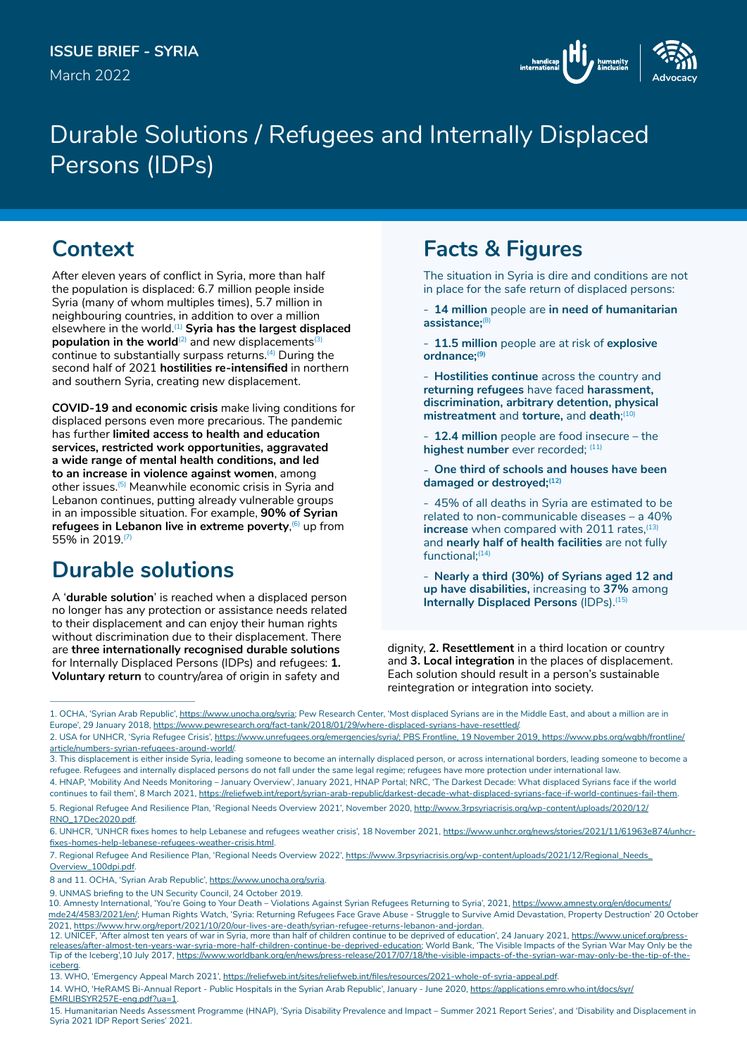**ISSUE BRIEF - SYRIA**

March 2022

# Durable Solutions / Refugees and Internally Displaced Persons (IDPs)

## Context

After eleven years of conflict in Syria, more than half the population is displaced: 6.7 million people inside Syria (many of whom multiples times), 5.7 million in neighbouring countries, in addition to over a million elsewhere in the world.[1] **Syria has the largest displaced population in the world**[2] and new displacements[3] continue to substantially surpass returns.[4] During the second half of 2021 **hostilities re-intensified** in northern and southern Syria, creating new displacement.

**COVID-19 and economic crisis** make living conditions for displaced persons even more precarious. The pandemic has further **limited access to health and education services, restricted work opportunities, aggravated a wide range of mental health conditions, and led to an increase in violence against women**, among other issues.[5] Meanwhile economic crisis in Syria and Lebanon continues, putting already vulnerable groups in an impossible situation. For example, **90% of Syrian refugees in Lebanon live in extreme poverty**,[6] up from 55% in 2019.[7]

## Durable solutions

A '**durable solution**' is reached when a displaced person no longer has any protection or assistance needs related to their displacement and can enjoy their human rights without discrimination due to their displacement. There are **three internationally recognised durable solutions** for Internally Displaced Persons (IDPs) and refugees: **1. Voluntary return** to country/area of origin in safety and dignity, **2. Resettlement** in a third location or country and **3. Local integration** in the places of displacement. Each solution should result in a person's sustainable reintegration or integration into society.

## Facts & Figures

The situation in Syria is dire and conditions are not in place for the safe return of displaced persons:

- **14 million** people are **in need of humanitarian assistance;**[8]
- **11.5 million** people are at risk of **explosive ordnance;**[9]
- **Hostilities continue** across the country and **returning refugees** have faced **harassment, discrimination, arbitrary detention, physical mistreatment** and **torture,** and **death**;[10]
- **12.4 million** people are food insecure – the **highest number** ever recorded; [11]
- **One third of schools and houses have been damaged or destroyed;**[12]
- 45% of all deaths in Syria are estimated to be related to non-communicable diseases – a 40% **increase** when compared with 2011 rates,[13] and **nearly half of health facilities** are not fully functional;[14]
- **Nearly a third (30%) of Syrians aged 12 and up have disabilities,** increasing to **37%** among **Internally Displaced Persons** (IDPs).[15]

---

1. OCHA, 'Syrian Arab Republic', https://www.unocha.org/syria; Pew Research Center, 'Most displaced Syrians are in the Middle East, and about a million are in Europe', 29 January 2018, https://www.pewresearch.org/fact-tank/2018/01/29/where-displaced-syrians-have-resettled/.
2. USA for UNHCR, 'Syria Refugee Crisis', https://www.unrefugees.org/emergencies/syria/; PBS Frontline, 19 November 2019, https://www.pbs.org/wgbh/frontline/article/numbers-syrian-refugees-around-world/.
3. This displacement is either inside Syria, leading someone to become an internally displaced person, or across international borders, leading someone to become a refugee. Refugees and internally displaced persons do not fall under the same legal regime; refugees have more protection under international law.
4. HNAP, 'Mobility And Needs Monitoring – January Overview', January 2021, HNAP Portal; NRC, 'The Darkest Decade: What displaced Syrians face if the world continues to fail them', 8 March 2021, https://reliefweb.int/report/syrian-arab-republic/darkest-decade-what-displaced-syrians-face-if-world-continues-fail-them.
5. Regional Refugee And Resilience Plan, 'Regional Needs Overview 2021', November 2020, http://www.3rpsyriacrisis.org/wp-content/uploads/2020/12/RNO_17Dec2020.pdf.
6. UNHCR, 'UNHCR fixes homes to help Lebanese and refugees weather crisis', 18 November 2021, https://www.unhcr.org/news/stories/2021/11/61963e874/unhcr-fixes-homes-help-lebanese-refugees-weather-crisis.html.
7. Regional Refugee And Resilience Plan, 'Regional Needs Overview 2022', https://www.3rpsyriacrisis.org/wp-content/uploads/2021/12/Regional_Needs_Overview_100dpi.pdf.
8 and 11. OCHA, 'Syrian Arab Republic', https://www.unocha.org/syria.
9. UNMAS briefing to the UN Security Council, 24 October 2019.
10. Amnesty International, 'You're Going to Your Death – Violations Against Syrian Refugees Returning to Syria', 2021, https://www.amnesty.org/en/documents/mde24/4583/2021/en/; Human Rights Watch, 'Syria: Returning Refugees Face Grave Abuse - Struggle to Survive Amid Devastation, Property Destruction' 20 October 2021, https://www.hrw.org/report/2021/10/20/our-lives-are-death/syrian-refugee-returns-lebanon-and-jordan.
12. UNICEF, 'After almost ten years of war in Syria, more than half of children continue to be deprived of education', 24 January 2021, https://www.unicef.org/press-releases/after-almost-ten-years-war-syria-more-half-children-continue-be-deprived-education; World Bank, 'The Visible Impacts of the Syrian War May Only be the Tip of the Iceberg',10 July 2017, https://www.worldbank.org/en/news/press-release/2017/07/18/the-visible-impacts-of-the-syrian-war-may-only-be-the-tip-of-the-iceberg.
13. WHO, 'Emergency Appeal March 2021', https://reliefweb.int/sites/reliefweb.int/files/resources/2021-whole-of-syria-appeal.pdf.
14. WHO, 'HeRAMS Bi-Annual Report - Public Hospitals in the Syrian Arab Republic', January - June 2020, https://applications.emro.who.int/docs/syr/EMRLIBSYR257E-eng.pdf?ua=1.
15. Humanitarian Needs Assessment Programme (HNAP), 'Syria Disability Prevalence and Impact – Summer 2021 Report Series', and 'Disability and Displacement in Syria 2021 IDP Report Series' 2021.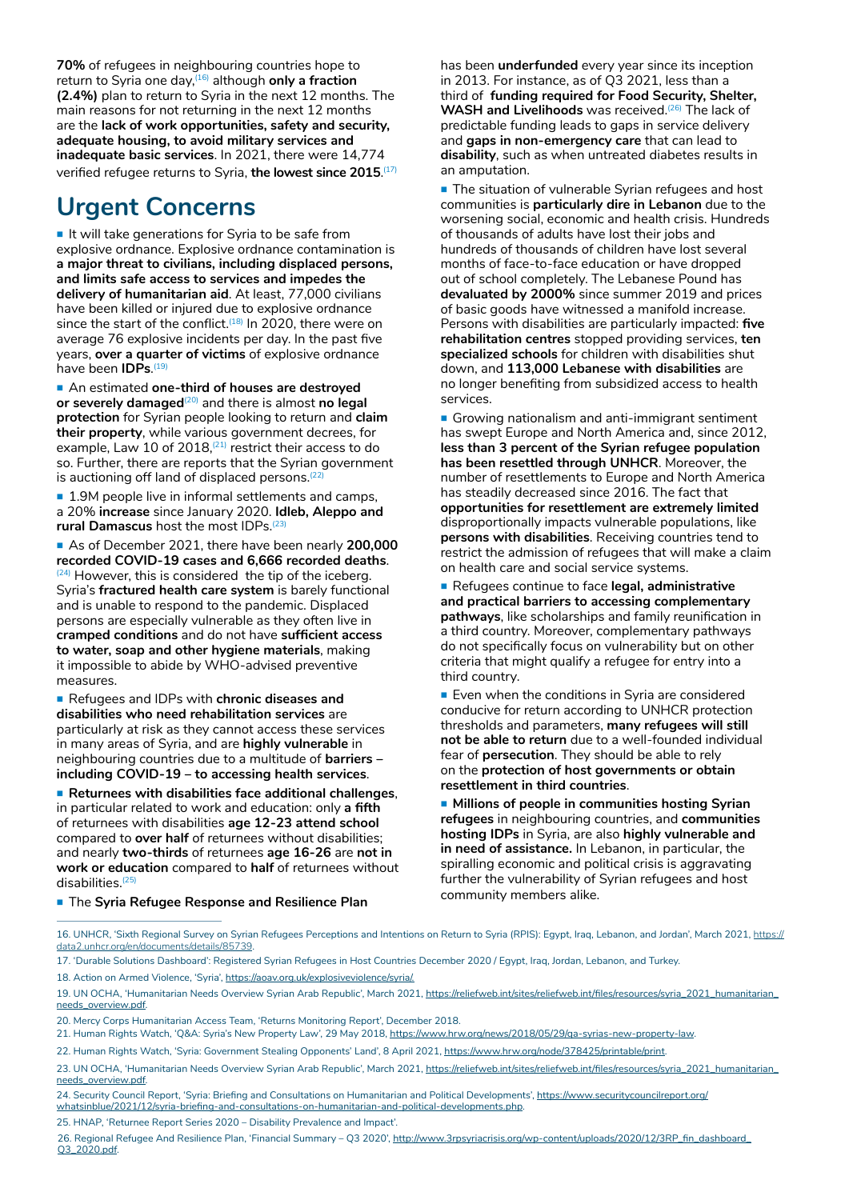**70%** of refugees in neighbouring countries hope to return to Syria one day,[16] although **only a fraction (2.4%)** plan to return to Syria in the next 12 months. The main reasons for not returning in the next 12 months are the **lack of work opportunities, safety and security, adequate housing, to avoid military services and inadequate basic services**. In 2021, there were 14,774 verified refugee returns to Syria, **the lowest since 2015**.[17]

## Urgent Concerns

- It will take generations for Syria to be safe from explosive ordnance. Explosive ordnance contamination is **a major threat to civilians, including displaced persons, and limits safe access to services and impedes the delivery of humanitarian aid**. At least, 77,000 civilians have been killed or injured due to explosive ordnance since the start of the conflict.[18] In 2020, there were on average 76 explosive incidents per day. In the past five years, **over a quarter of victims** of explosive ordnance have been **IDPs**.[19]
- An estimated **one-third of houses are destroyed or severely damaged**[20] and there is almost **no legal protection** for Syrian people looking to return and **claim their property**, while various government decrees, for example, Law 10 of 2018,[21] restrict their access to do so. Further, there are reports that the Syrian government is auctioning off land of displaced persons.[22]
- 1.9M people live in informal settlements and camps, a 20% **increase** since January 2020. **Idleb, Aleppo and rural Damascus** host the most IDPs.[23]
- As of December 2021, there have been nearly **200,000 recorded COVID-19 cases and 6,666 recorded deaths**.[24] However, this is considered the tip of the iceberg. Syria's **fractured health care system** is barely functional and is unable to respond to the pandemic. Displaced persons are especially vulnerable as they often live in **cramped conditions** and do not have **sufficient access to water, soap and other hygiene materials**, making it impossible to abide by WHO-advised preventive measures.
- Refugees and IDPs with **chronic diseases and disabilities who need rehabilitation services** are particularly at risk as they cannot access these services in many areas of Syria, and are **highly vulnerable** in neighbouring countries due to a multitude of **barriers – including COVID-19 – to accessing health services**.
- **Returnees with disabilities face additional challenges**, in particular related to work and education: only **a fifth** of returnees with disabilities **age 12-23 attend school** compared to **over half** of returnees without disabilities; and nearly **two-thirds** of returnees **age 16-26** are **not in work or education** compared to **half** of returnees without disabilities.[25]
- The **Syria Refugee Response and Resilience Plan** has been **underfunded** every year since its inception in 2013. For instance, as of Q3 2021, less than a third of **funding required for Food Security, Shelter, WASH and Livelihoods** was received.[26] The lack of predictable funding leads to gaps in service delivery and **gaps in non-emergency care** that can lead to **disability**, such as when untreated diabetes results in an amputation.
- The situation of vulnerable Syrian refugees and host communities is **particularly dire in Lebanon** due to the worsening social, economic and health crisis. Hundreds of thousands of adults have lost their jobs and hundreds of thousands of children have lost several months of face-to-face education or have dropped out of school completely. The Lebanese Pound has **devaluated by 2000%** since summer 2019 and prices of basic goods have witnessed a manifold increase. Persons with disabilities are particularly impacted: **five rehabilitation centres** stopped providing services, **ten specialized schools** for children with disabilities shut down, and **113,000 Lebanese with disabilities** are no longer benefiting from subsidized access to health services.
- Growing nationalism and anti-immigrant sentiment has swept Europe and North America and, since 2012, **less than 3 percent of the Syrian refugee population has been resettled through UNHCR**. Moreover, the number of resettlements to Europe and North America has steadily decreased since 2016. The fact that **opportunities for resettlement are extremely limited** disproportionally impacts vulnerable populations, like **persons with disabilities**. Receiving countries tend to restrict the admission of refugees that will make a claim on health care and social service systems.
- Refugees continue to face **legal, administrative and practical barriers to accessing complementary pathways**, like scholarships and family reunification in a third country. Moreover, complementary pathways do not specifically focus on vulnerability but on other criteria that might qualify a refugee for entry into a third country.
- Even when the conditions in Syria are considered conducive for return according to UNHCR protection thresholds and parameters, **many refugees will still not be able to return** due to a well-founded individual fear of **persecution**. They should be able to rely on the **protection of host governments or obtain resettlement in third countries**.
- **Millions of people in communities hosting Syrian refugees** in neighbouring countries, and **communities hosting IDPs** in Syria, are also **highly vulnerable and in need of assistance.** In Lebanon, in particular, the spiralling economic and political crisis is aggravating further the vulnerability of Syrian refugees and host community members alike.

---

16. UNHCR, 'Sixth Regional Survey on Syrian Refugees Perceptions and Intentions on Return to Syria (RPIS): Egypt, Iraq, Lebanon, and Jordan', March 2021, https://data2.unhcr.org/en/documents/details/85739.
17. 'Durable Solutions Dashboard': Registered Syrian Refugees in Host Countries December 2020 / Egypt, Iraq, Jordan, Lebanon, and Turkey.
18. Action on Armed Violence, 'Syria', https://aoav.org.uk/explosiveviolence/syria/.
19. UN OCHA, 'Humanitarian Needs Overview Syrian Arab Republic', March 2021, https://reliefweb.int/sites/reliefweb.int/files/resources/syria_2021_humanitarian_needs_overview.pdf.
20. Mercy Corps Humanitarian Access Team, 'Returns Monitoring Report', December 2018.
21. Human Rights Watch, 'Q&A: Syria's New Property Law', 29 May 2018, https://www.hrw.org/news/2018/05/29/qa-syrias-new-property-law.
22. Human Rights Watch, 'Syria: Government Stealing Opponents' Land', 8 April 2021, https://www.hrw.org/node/378425/printable/print.
23. UN OCHA, 'Humanitarian Needs Overview Syrian Arab Republic', March 2021, https://reliefweb.int/sites/reliefweb.int/files/resources/syria_2021_humanitarian_needs_overview.pdf.
24. Security Council Report, 'Syria: Briefing and Consultations on Humanitarian and Political Developments', https://www.securitycouncilreport.org/whatsinblue/2021/12/syria-briefing-and-consultations-on-humanitarian-and-political-developments.php.
25. HNAP, 'Returnee Report Series 2020 – Disability Prevalence and Impact'.
26. Regional Refugee And Resilience Plan, 'Financial Summary – Q3 2020', http://www.3rpsyriacrisis.org/wp-content/uploads/2020/12/3RP_fin_dashboard_Q3_2020.pdf.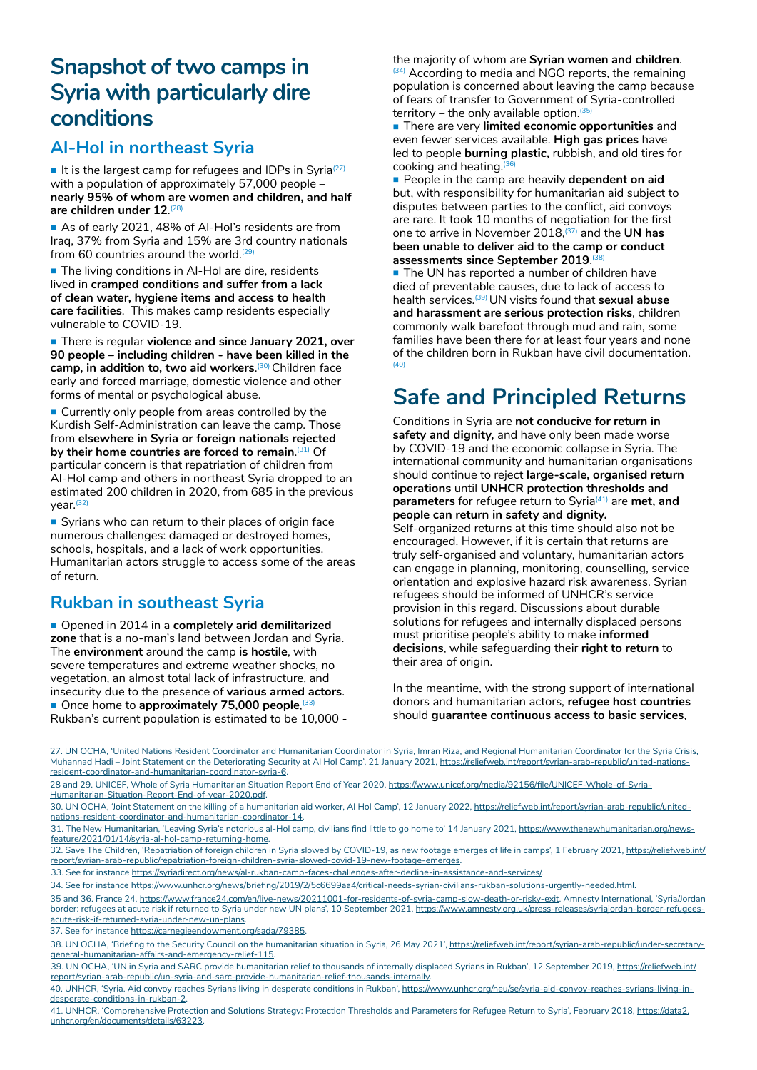# Snapshot of two camps in Syria with particularly dire conditions

## Al-Hol in northeast Syria

- It is the largest camp for refugees and IDPs in Syria[27] with a population of approximately 57,000 people – **nearly 95% of whom are women and children, and half are children under 12**.[28]
- As of early 2021, 48% of Al-Hol's residents are from Iraq, 37% from Syria and 15% are 3rd country nationals from 60 countries around the world.[29]
- The living conditions in Al-Hol are dire, residents lived in **cramped conditions and suffer from a lack of clean water, hygiene items and access to health care facilities**. This makes camp residents especially vulnerable to COVID-19.
- There is regular **violence and since January 2021, over 90 people – including children - have been killed in the camp, in addition to, two aid workers.**[30] Children face early and forced marriage, domestic violence and other forms of mental or psychological abuse.
- Currently only people from areas controlled by the Kurdish Self-Administration can leave the camp. Those from **elsewhere in Syria or foreign nationals rejected by their home countries are forced to remain**.[31] Of particular concern is that repatriation of children from Al-Hol camp and others in northeast Syria dropped to an estimated 200 children in 2020, from 685 in the previous year.[32]
- Syrians who can return to their places of origin face numerous challenges: damaged or destroyed homes, schools, hospitals, and a lack of work opportunities. Humanitarian actors struggle to access some of the areas of return.

## Rukban in southeast Syria

- Opened in 2014 in a **completely arid demilitarized zone** that is a no-man's land between Jordan and Syria. The **environment** around the camp **is hostile**, with severe temperatures and extreme weather shocks, no vegetation, an almost total lack of infrastructure, and insecurity due to the presence of **various armed actors**.
- Once home to **approximately 75,000 people**,[33] Rukban's current population is estimated to be 10,000 - the majority of whom are **Syrian women and children**.[34] According to media and NGO reports, the remaining population is concerned about leaving the camp because of fears of transfer to Government of Syria-controlled territory – the only available option.[35]
- There are very **limited economic opportunities** and even fewer services available. **High gas prices** have led to people **burning plastic,** rubbish, and old tires for cooking and heating.[36]
- People in the camp are heavily **dependent on aid** but, with responsibility for humanitarian aid subject to disputes between parties to the conflict, aid convoys are rare. It took 10 months of negotiation for the first one to arrive in November 2018,[37] and the **UN has been unable to deliver aid to the camp or conduct assessments since September 2019**.[38]
- The UN has reported a number of children have died of preventable causes, due to lack of access to health services.[39] UN visits found that **sexual abuse and harassment are serious protection risks**, children commonly walk barefoot through mud and rain, some families have been there for at least four years and none of the children born in Rukban have civil documentation.[40]

# Safe and Principled Returns

Conditions in Syria are **not conducive for return in safety and dignity,** and have only been made worse by COVID-19 and the economic collapse in Syria. The international community and humanitarian organisations should continue to reject **large-scale, organised return operations** until **UNHCR protection thresholds and parameters** for refugee return to Syria[41] are **met, and people can return in safety and dignity.** Self-organized returns at this time should also not be encouraged. However, if it is certain that returns are truly self-organised and voluntary, humanitarian actors can engage in planning, monitoring, counselling, service orientation and explosive hazard risk awareness. Syrian refugees should be informed of UNHCR's service provision in this regard. Discussions about durable solutions for refugees and internally displaced persons must prioritise people's ability to make **informed decisions**, while safeguarding their **right to return** to their area of origin.

In the meantime, with the strong support of international donors and humanitarian actors, **refugee host countries** should **guarantee continuous access to basic services**,

---

27. UN OCHA, 'United Nations Resident Coordinator and Humanitarian Coordinator in Syria, Imran Riza, and Regional Humanitarian Coordinator for the Syria Crisis, Muhannad Hadi – Joint Statement on the Deteriorating Security at Al Hol Camp', 21 January 2021, https://reliefweb.int/report/syrian-arab-republic/united-nations-resident-coordinator-and-humanitarian-coordinator-syria-6.

28 and 29. UNICEF, Whole of Syria Humanitarian Situation Report End of Year 2020, https://www.unicef.org/media/92156/file/UNICEF-Whole-of-Syria-Humanitarian-Situation-Report-End-of-year-2020.pdf.

30. UN OCHA, 'Joint Statement on the killing of a humanitarian aid worker, Al Hol Camp', 12 January 2022, https://reliefweb.int/report/syrian-arab-republic/united-nations-resident-coordinator-and-humanitarian-coordinator-14.

31. The New Humanitarian, 'Leaving Syria's notorious al-Hol camp, civilians find little to go home to' 14 January 2021, https://www.thenewhumanitarian.org/news-feature/2021/01/14/syria-al-hol-camp-returning-home.

32. Save The Children, 'Repatriation of foreign children in Syria slowed by COVID-19, as new footage emerges of life in camps', 1 February 2021, https://reliefweb.int/report/syrian-arab-republic/repatriation-foreign-children-syria-slowed-covid-19-new-footage-emerges.

33. See for instance https://syriadirect.org/news/al-rukban-camp-faces-challenges-after-decline-in-assistance-and-services/.

34. See for instance https://www.unhcr.org/news/briefing/2019/2/5c6699aa4/critical-needs-syrian-civilians-rukban-solutions-urgently-needed.html.

35 and 36. France 24, https://www.france24.com/en/live-news/20211001-for-residents-of-syria-camp-slow-death-or-risky-exit. Amnesty International, 'Syria/Jordan border: refugees at acute risk if returned to Syria under new UN plans', 10 September 2021, https://www.amnesty.org.uk/press-releases/syriajordan-border-refugees-acute-risk-if-returned-syria-under-new-un-plans.

37. See for instance https://carnegieendowment.org/sada/79385.

38. UN OCHA, 'Briefing to the Security Council on the humanitarian situation in Syria, 26 May 2021', https://reliefweb.int/report/syrian-arab-republic/under-secretary-general-humanitarian-affairs-and-emergency-relief-115.

39. UN OCHA, 'UN in Syria and SARC provide humanitarian relief to thousands of internally displaced Syrians in Rukban', 12 September 2019, https://reliefweb.int/report/syrian-arab-republic/un-syria-and-sarc-provide-humanitarian-relief-thousands-internally.

40. UNHCR, 'Syria. Aid convoy reaches Syrians living in desperate conditions in Rukban', https://www.unhcr.org/neu/se/syria-aid-convoy-reaches-syrians-living-in-desperate-conditions-in-rukban-2.

41. UNHCR, 'Comprehensive Protection and Solutions Strategy: Protection Thresholds and Parameters for Refugee Return to Syria', February 2018, https://data2.unhcr.org/en/documents/details/63223.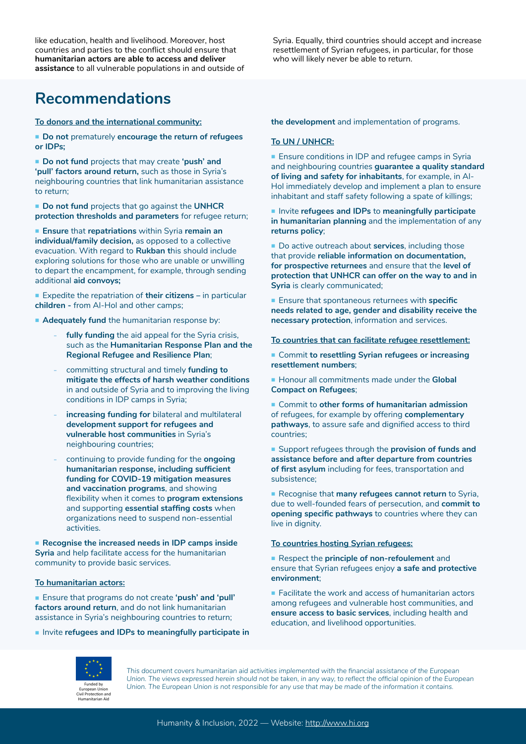like education, health and livelihood. Moreover, host countries and parties to the conflict should ensure that **humanitarian actors are able to access and deliver assistance** to all vulnerable populations in and outside of Syria. Equally, third countries should accept and increase resettlement of Syrian refugees, in particular, for those who will likely never be able to return.

## Recommendations

**To donors and the international community:**

- **Do not** prematurely **encourage the return of refugees or IDPs;**
- **Do not fund** projects that may create **'push' and 'pull' factors around return,** such as those in Syria's neighbouring countries that link humanitarian assistance to return;
- **Do not fund** projects that go against the **UNHCR protection thresholds and parameters** for refugee return;
- **Ensure** that **repatriations** within Syria **remain an individual/family decision,** as opposed to a collective evacuation. With regard to **Rukban t**his should include exploring solutions for those who are unable or unwilling to depart the encampment, for example, through sending additional **aid convoys;**
- Expedite the repatriation of **their citizens** – in particular **children -** from Al-Hol and other camps;
- **Adequately fund** the humanitarian response by:
  - **fully funding** the aid appeal for the Syria crisis, such as the **Humanitarian Response Plan and the Regional Refugee and Resilience Plan**;
  - committing structural and timely **funding to mitigate the effects of harsh weather conditions** in and outside of Syria and to improving the living conditions in IDP camps in Syria;
  - **increasing funding for** bilateral and multilateral **development support for refugees and vulnerable host communities** in Syria's neighbouring countries;
  - continuing to provide funding for the **ongoing humanitarian response, including sufficient funding for COVID-19 mitigation measures and vaccination programs**, and showing flexibility when it comes to **program extensions** and supporting **essential staffing costs** when organizations need to suspend non-essential activities.
- **Recognise the increased needs in IDP camps inside Syria** and help facilitate access for the humanitarian community to provide basic services.

**To humanitarian actors:**

- Ensure that programs do not create **'push' and 'pull' factors around return**, and do not link humanitarian assistance in Syria's neighbouring countries to return;
- Invite **refugees and IDPs to meaningfully participate in the development** and implementation of programs.

**To UN / UNHCR:**

- Ensure conditions in IDP and refugee camps in Syria and neighbouring countries **guarantee a quality standard of living and safety for inhabitants**, for example, in Al-Hol immediately develop and implement a plan to ensure inhabitant and staff safety following a spate of killings;
- Invite **refugees and IDPs** to **meaningfully participate in humanitarian planning** and the implementation of any **returns policy**;
- Do active outreach about **services**, including those that provide **reliable information on documentation, for prospective returnees** and ensure that the **level of protection that UNHCR can offer on the way to and in Syria** is clearly communicated;
- Ensure that spontaneous returnees with **specific needs related to age, gender and disability receive the necessary protection**, information and services.

**To countries that can facilitate refugee resettlement:**

- Commit **to resettling Syrian refugees or increasing resettlement numbers**;
- Honour all commitments made under the **Global Compact on Refugees**;
- Commit to **other forms of humanitarian admission** of refugees, for example by offering **complementary pathways**, to assure safe and dignified access to third countries;
- Support refugees through the **provision of funds and assistance before and after departure from countries of first asylum** including for fees, transportation and subsistence;
- Recognise that **many refugees cannot return** to Syria, due to well-founded fears of persecution, and **commit to opening specific pathways** to countries where they can live in dignity.

**To countries hosting Syrian refugees:**

- Respect the **principle of non-refoulement** and ensure that Syrian refugees enjoy **a safe and protective environment**;
- Facilitate the work and access of humanitarian actors among refugees and vulnerable host communities, and **ensure access to basic services**, including health and education, and livelihood opportunities.

Funded by European Union Civil Protection and Humanitarian Aid

*This document covers humanitarian aid activities implemented with the financial assistance of the European Union. The views expressed herein should not be taken, in any way, to reflect the official opinion of the European Union. The European Union is not responsible for any use that may be made of the information it contains.*

Humanity & Inclusion, 2022 — Website: http://www.hi.org